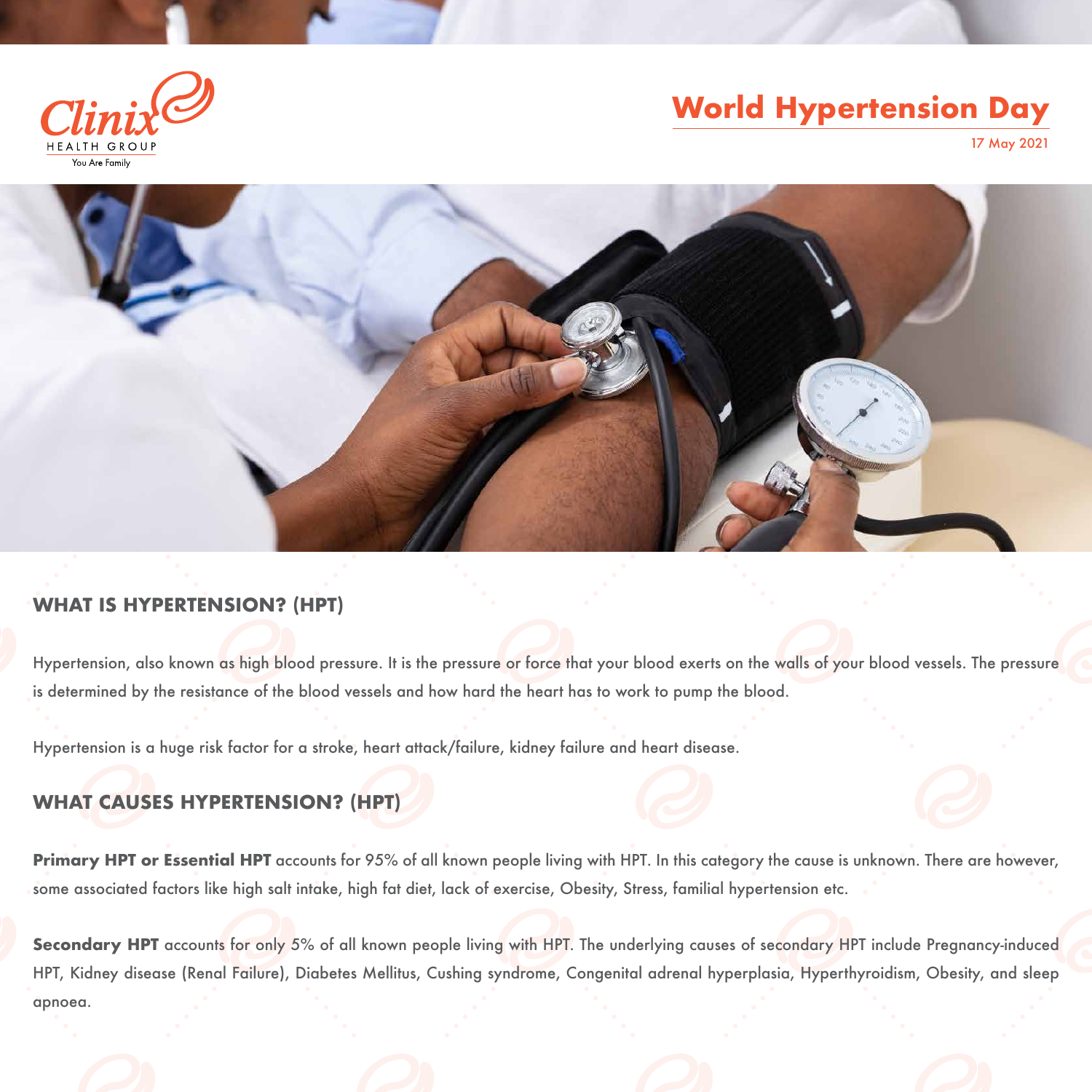Clinix HEALTH GROUP
You Are Family

# World Hypertension Day

17 May 2021

## WHAT IS HYPERTENSION? (HPT)

Hypertension, also known as high blood pressure. It is the pressure or force that your blood exerts on the walls of your blood vessels. The pressure is determined by the resistance of the blood vessels and how hard the heart has to work to pump the blood.

Hypertension is a huge risk factor for a stroke, heart attack/failure, kidney failure and heart disease.

## WHAT CAUSES HYPERTENSION? (HPT)

**Primary HPT or Essential HPT** accounts for 95% of all known people living with HPT. In this category the cause is unknown. There are however, some associated factors like high salt intake, high fat diet, lack of exercise, Obesity, Stress, familial hypertension etc.

**Secondary HPT** accounts for only 5% of all known people living with HPT. The underlying causes of secondary HPT include Pregnancy-induced HPT, Kidney disease (Renal Failure), Diabetes Mellitus, Cushing syndrome, Congenital adrenal hyperplasia, Hyperthyroidism, Obesity, and sleep apnoea.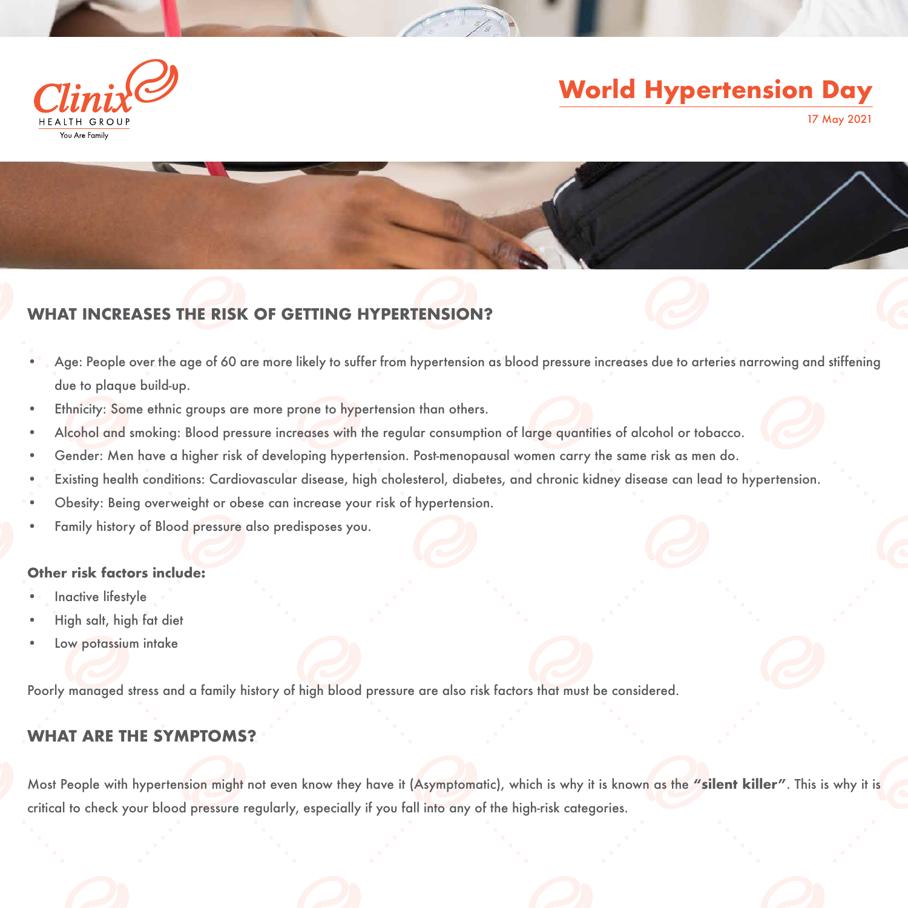## WHAT INCREASES THE RISK OF GETTING HYPERTENSION?

- Age: People over the age of 60 are more likely to suffer from hypertension as blood pressure increases due to arteries narrowing and stiffening due to plaque build-up.
- Ethnicity: Some ethnic groups are more prone to hypertension than others.
- Alcohol and smoking: Blood pressure increases with the regular consumption of large quantities of alcohol or tobacco.
- Gender: Men have a higher risk of developing hypertension. Post-menopausal women carry the same risk as men do.
- Existing health conditions: Cardiovascular disease, high cholesterol, diabetes, and chronic kidney disease can lead to hypertension.
- Obesity: Being overweight or obese can increase your risk of hypertension.
- Family history of Blood pressure also predisposes you.

**Other risk factors include:**

- Inactive lifestyle
- High salt, high fat diet
- Low potassium intake

Poorly managed stress and a family history of high blood pressure are also risk factors that must be considered.

## WHAT ARE THE SYMPTOMS?

Most People with hypertension might not even know they have it (Asymptomatic), which is why it is known as the **"silent killer"**. This is why it is critical to check your blood pressure regularly, especially if you fall into any of the high-risk categories.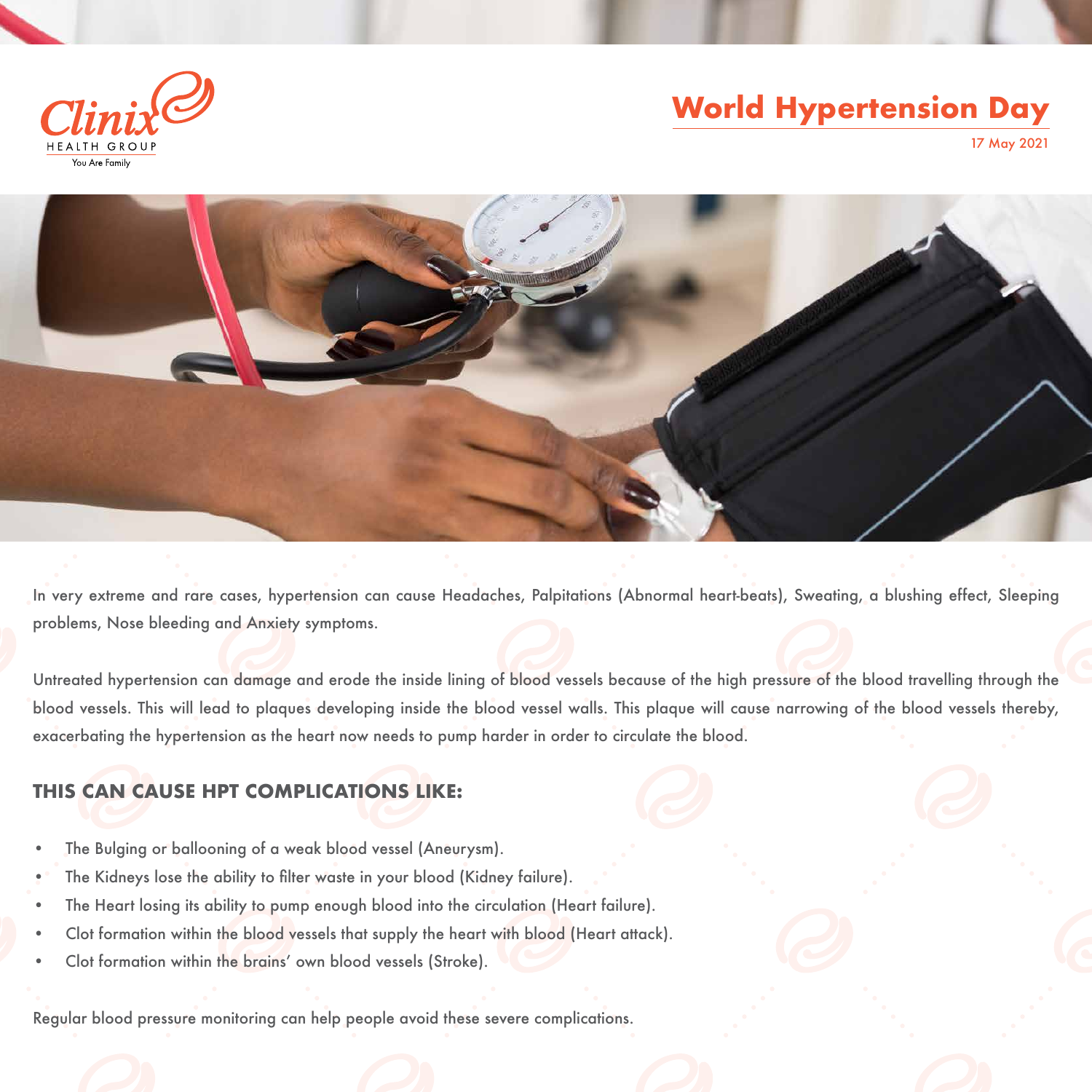Clinix HEALTH GROUP
You Are Family

# World Hypertension Day

17 May 2021

In very extreme and rare cases, hypertension can cause Headaches, Palpitations (Abnormal heart-beats), Sweating, a blushing effect, Sleeping problems, Nose bleeding and Anxiety symptoms.

Untreated hypertension can damage and erode the inside lining of blood vessels because of the high pressure of the blood travelling through the blood vessels. This will lead to plaques developing inside the blood vessel walls. This plaque will cause narrowing of the blood vessels thereby, exacerbating the hypertension as the heart now needs to pump harder in order to circulate the blood.

## THIS CAN CAUSE HPT COMPLICATIONS LIKE:

- The Bulging or ballooning of a weak blood vessel (Aneurysm).
- The Kidneys lose the ability to filter waste in your blood (Kidney failure).
- The Heart losing its ability to pump enough blood into the circulation (Heart failure).
- Clot formation within the blood vessels that supply the heart with blood (Heart attack).
- Clot formation within the brains' own blood vessels (Stroke).

Regular blood pressure monitoring can help people avoid these severe complications.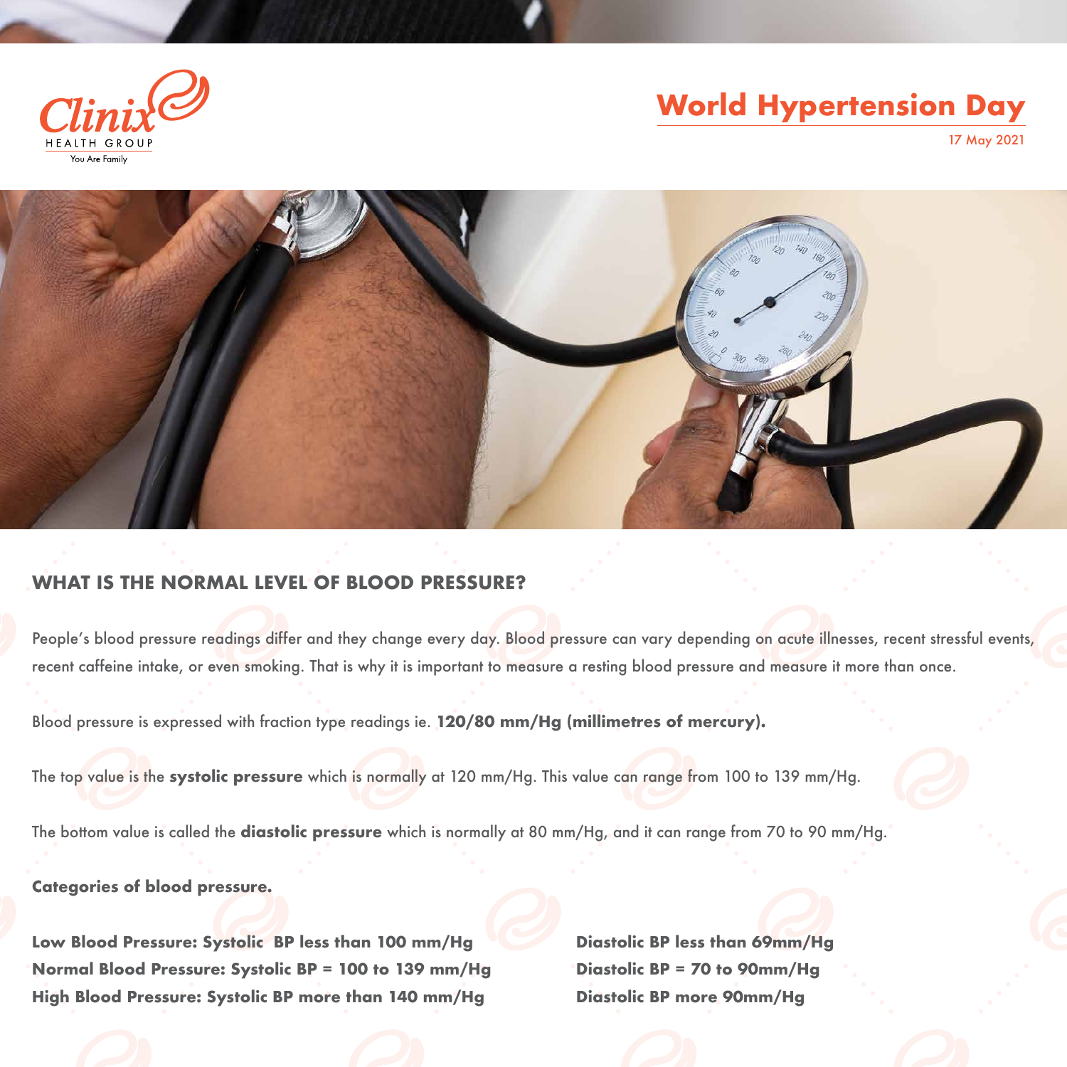Clinix HEALTH GROUP

You Are Family

# World Hypertension Day

17 May 2021

## WHAT IS THE NORMAL LEVEL OF BLOOD PRESSURE?

People's blood pressure readings differ and they change every day. Blood pressure can vary depending on acute illnesses, recent stressful events, recent caffeine intake, or even smoking. That is why it is important to measure a resting blood pressure and measure it more than once.

Blood pressure is expressed with fraction type readings ie. **120/80 mm/Hg (millimetres of mercury).**

The top value is the **systolic pressure** which is normally at 120 mm/Hg. This value can range from 100 to 139 mm/Hg.

The bottom value is called the **diastolic pressure** which is normally at 80 mm/Hg, and it can range from 70 to 90 mm/Hg.

**Categories of blood pressure.**

**Low Blood Pressure: Systolic BP less than 100 mm/Hg** **Diastolic BP less than 69mm/Hg**
**Normal Blood Pressure: Systolic BP = 100 to 139 mm/Hg** **Diastolic BP = 70 to 90mm/Hg**
**High Blood Pressure: Systolic BP more than 140 mm/Hg** **Diastolic BP more 90mm/Hg**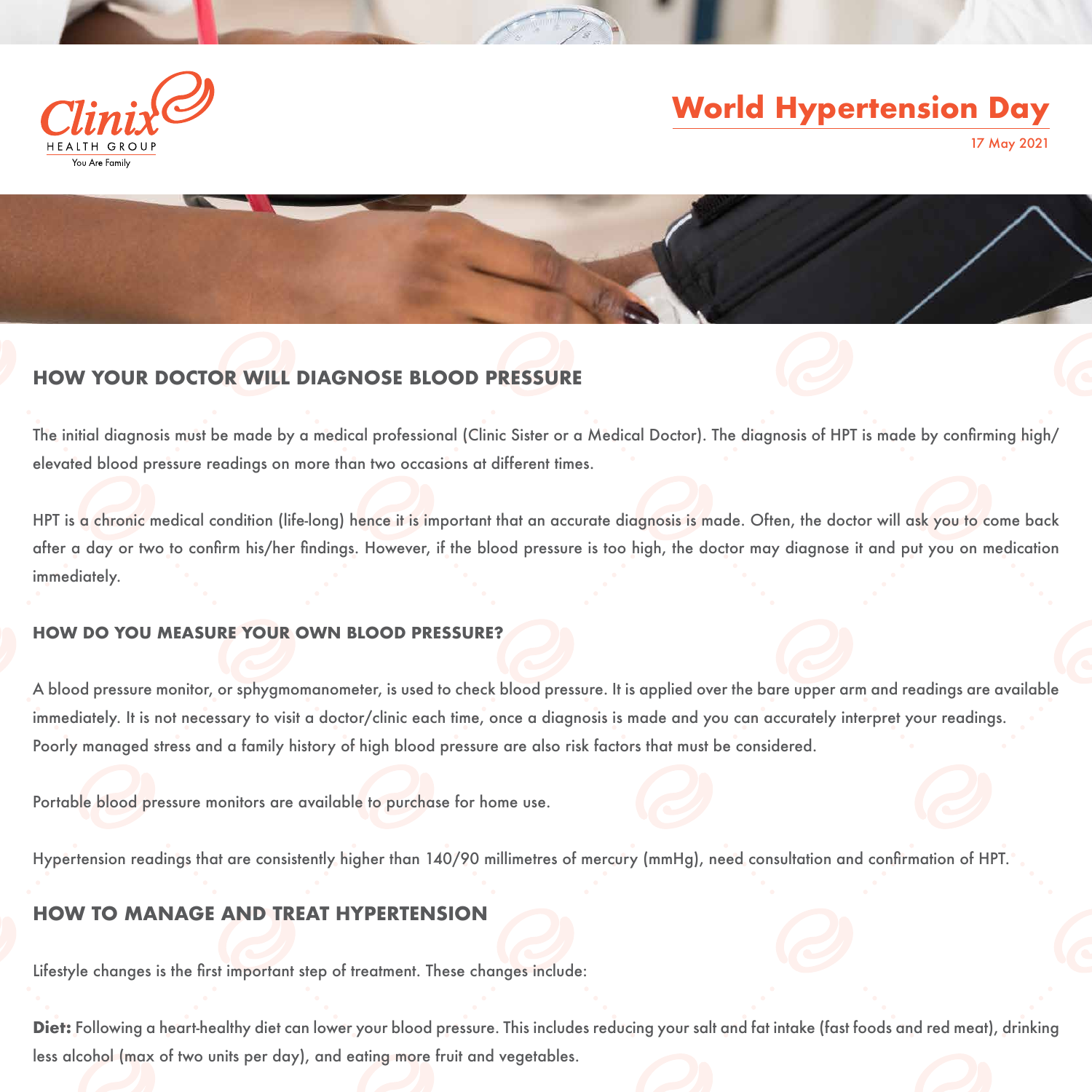## HOW YOUR DOCTOR WILL DIAGNOSE BLOOD PRESSURE

The initial diagnosis must be made by a medical professional (Clinic Sister or a Medical Doctor). The diagnosis of HPT is made by confirming high/ elevated blood pressure readings on more than two occasions at different times.

HPT is a chronic medical condition (life-long) hence it is important that an accurate diagnosis is made. Often, the doctor will ask you to come back after a day or two to confirm his/her findings. However, if the blood pressure is too high, the doctor may diagnose it and put you on medication immediately.

### HOW DO YOU MEASURE YOUR OWN BLOOD PRESSURE?

A blood pressure monitor, or sphygmomanometer, is used to check blood pressure. It is applied over the bare upper arm and readings are available immediately. It is not necessary to visit a doctor/clinic each time, once a diagnosis is made and you can accurately interpret your readings. Poorly managed stress and a family history of high blood pressure are also risk factors that must be considered.

Portable blood pressure monitors are available to purchase for home use.

Hypertension readings that are consistently higher than 140/90 millimetres of mercury (mmHg), need consultation and confirmation of HPT.

## HOW TO MANAGE AND TREAT HYPERTENSION

Lifestyle changes is the first important step of treatment. These changes include:

**Diet:** Following a heart-healthy diet can lower your blood pressure. This includes reducing your salt and fat intake (fast foods and red meat), drinking less alcohol (max of two units per day), and eating more fruit and vegetables.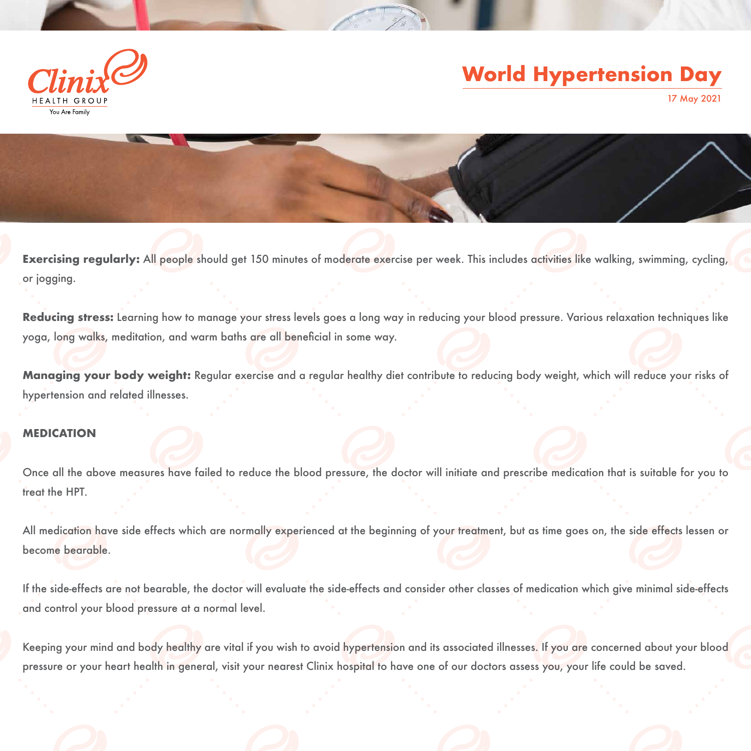**Exercising regularly:** All people should get 150 minutes of moderate exercise per week. This includes activities like walking, swimming, cycling, or jogging.

**Reducing stress:** Learning how to manage your stress levels goes a long way in reducing your blood pressure. Various relaxation techniques like yoga, long walks, meditation, and warm baths are all beneficial in some way.

**Managing your body weight:** Regular exercise and a regular healthy diet contribute to reducing body weight, which will reduce your risks of hypertension and related illnesses.

## MEDICATION

Once all the above measures have failed to reduce the blood pressure, the doctor will initiate and prescribe medication that is suitable for you to treat the HPT.

All medication have side effects which are normally experienced at the beginning of your treatment, but as time goes on, the side effects lessen or become bearable.

If the side-effects are not bearable, the doctor will evaluate the side-effects and consider other classes of medication which give minimal side-effects and control your blood pressure at a normal level.

Keeping your mind and body healthy are vital if you wish to avoid hypertension and its associated illnesses. If you are concerned about your blood pressure or your heart health in general, visit your nearest Clinix hospital to have one of our doctors assess you, your life could be saved.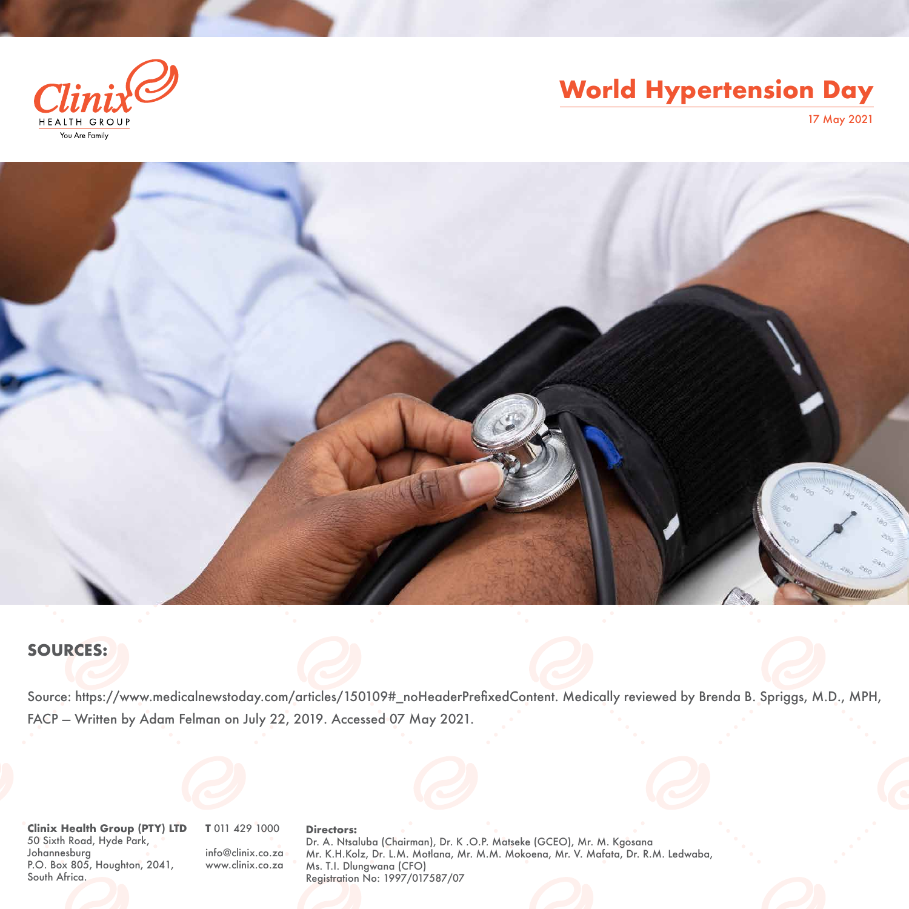# World Hypertension Day

17 May 2021

## SOURCES:

Source: https://www.medicalnewstoday.com/articles/150109#_noHeaderPrefixedContent. Medically reviewed by Brenda B. Spriggs, M.D., MPH, FACP — Written by Adam Felman on July 22, 2019. Accessed 07 May 2021.

**Clinix Health Group (PTY) LTD**
50 Sixth Road, Hyde Park,
Johannesburg
P.O. Box 805, Houghton, 2041,
South Africa.

**T** 011 429 1000

info@clinix.co.za
www.clinix.co.za

**Directors:**
Dr. A. Ntsaluba (Chairman), Dr. K .O.P. Matseke (GCEO), Mr. M. Kgosana
Mr. K.H.Kolz, Dr. L.M. Motlana, Mr. M.M. Mokoena, Mr. V. Mafata, Dr. R.M. Ledwaba,
Ms. T.I. Dlungwana (CFO)
Registration No: 1997/017587/07